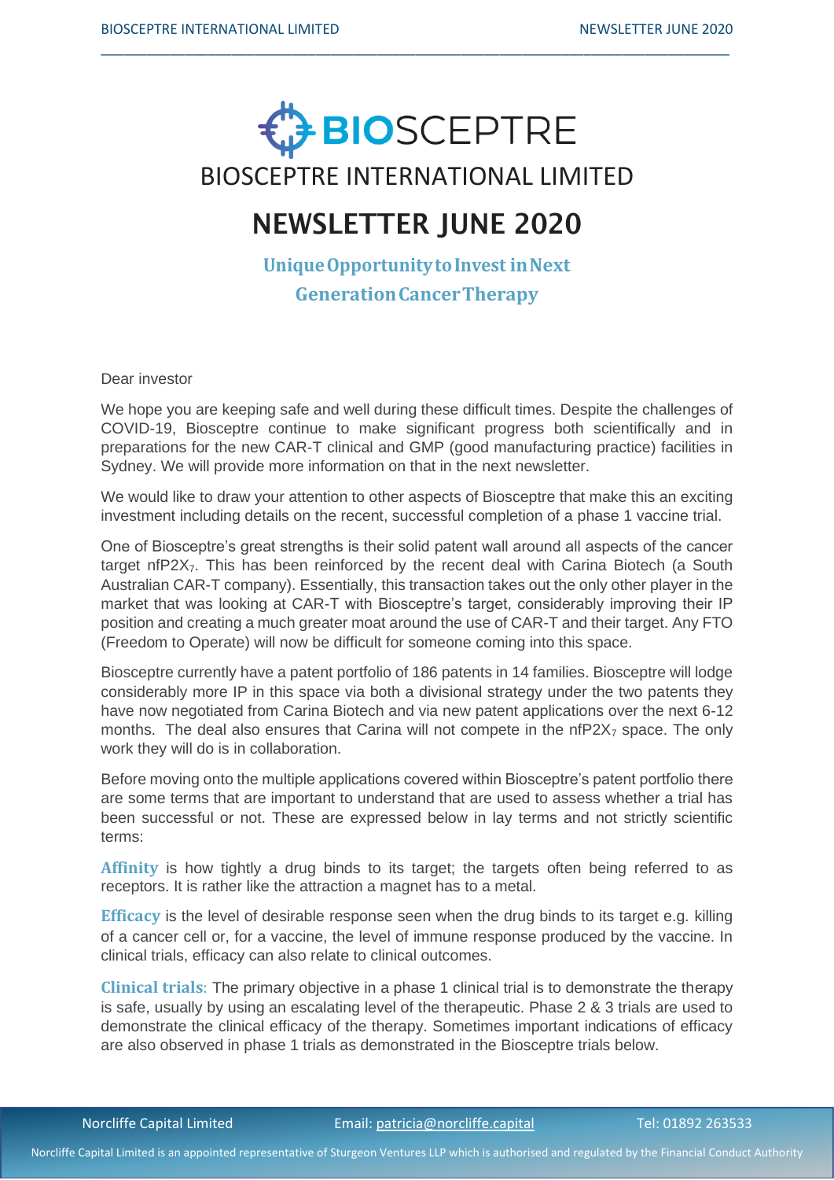# BIOSCEPTRE

## BIOSCEPTRE INTERNATIONAL LIMITED

# NEWSLETTER JUNE 2020

### Unique Opportunity to Invest in Next Generation Cancer Therapy

Dear investor

We hope you are keeping safe and well during these difficult times. Despite the challenges of COVID-19, Biosceptre continue to make significant progress both scientifically and in preparations for the new CAR-T clinical and GMP (good manufacturing practice) facilities in Sydney. We will provide more information on that in the next newsletter.

We would like to draw your attention to other aspects of Biosceptre that make this an exciting investment including details on the recent, successful completion of a phase 1 vaccine trial.

One of Biosceptre's great strengths is their solid patent wall around all aspects of the cancer target nfP2X$_7$. This has been reinforced by the recent deal with Carina Biotech (a South Australian CAR-T company). Essentially, this transaction takes out the only other player in the market that was looking at CAR-T with Biosceptre's target, considerably improving their IP position and creating a much greater moat around the use of CAR-T and their target. Any FTO (Freedom to Operate) will now be difficult for someone coming into this space.

Biosceptre currently have a patent portfolio of 186 patents in 14 families. Biosceptre will lodge considerably more IP in this space via both a divisional strategy under the two patents they have now negotiated from Carina Biotech and via new patent applications over the next 6-12 months. The deal also ensures that Carina will not compete in the nfP2X$_7$ space. The only work they will do is in collaboration.

Before moving onto the multiple applications covered within Biosceptre's patent portfolio there are some terms that are important to understand that are used to assess whether a trial has been successful or not. These are expressed below in lay terms and not strictly scientific terms:

**Affinity** is how tightly a drug binds to its target; the targets often being referred to as receptors. It is rather like the attraction a magnet has to a metal.

**Efficacy** is the level of desirable response seen when the drug binds to its target e.g. killing of a cancer cell or, for a vaccine, the level of immune response produced by the vaccine. In clinical trials, efficacy can also relate to clinical outcomes.

**Clinical trials**: The primary objective in a phase 1 clinical trial is to demonstrate the therapy is safe, usually by using an escalating level of the therapeutic. Phase 2 & 3 trials are used to demonstrate the clinical efficacy of the therapy. Sometimes important indications of efficacy are also observed in phase 1 trials as demonstrated in the Biosceptre trials below.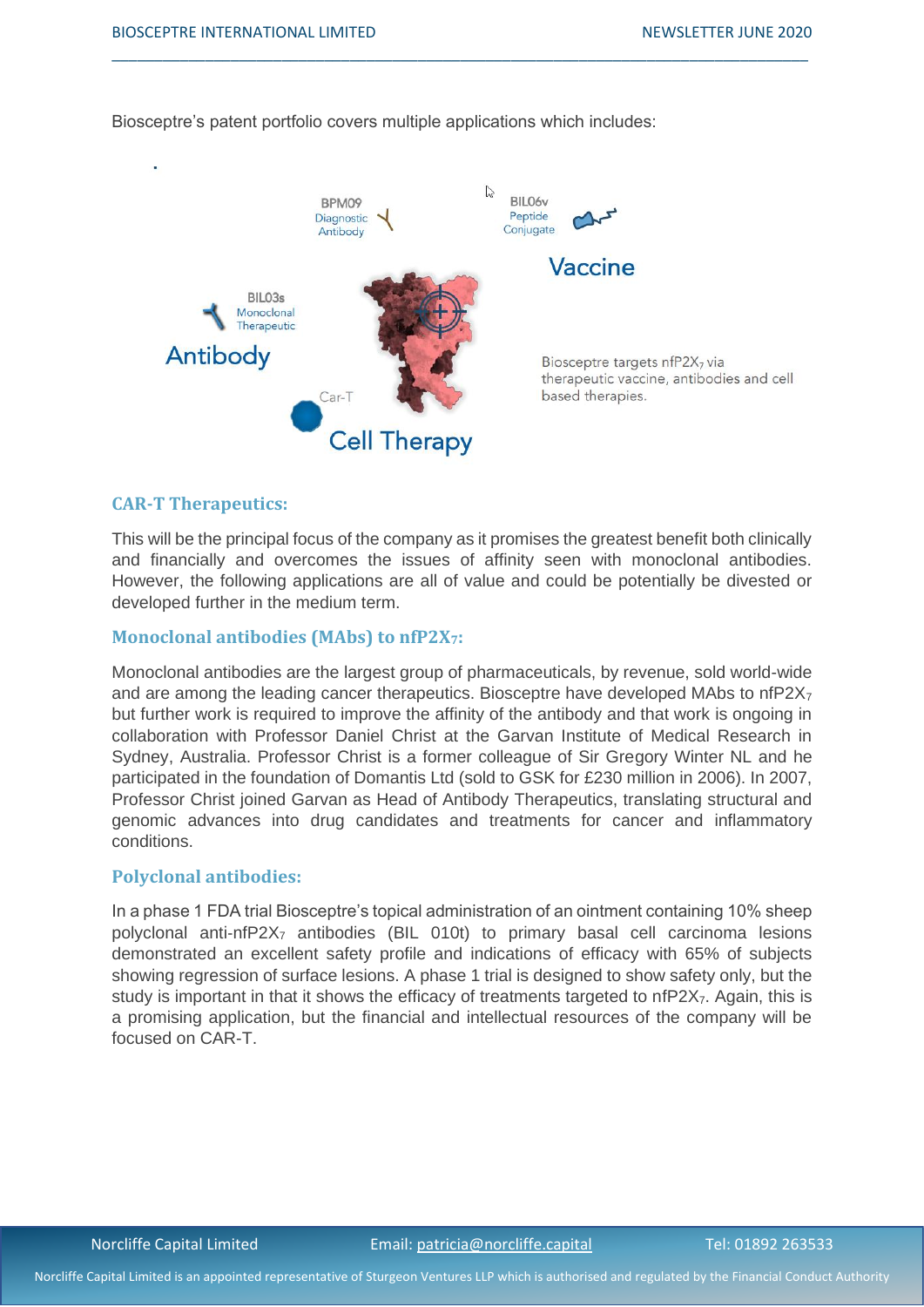Biosceptre's patent portfolio covers multiple applications which includes:

BPM09 Diagnostic Antibody

BIL06v Peptide Conjugate

Vaccine

BIL03s Monoclonal Therapeutic

Antibody

Car-T

Cell Therapy

Biosceptre targets $nfP2X_7$ via therapeutic vaccine, antibodies and cell based therapies.

### CAR-T Therapeutics:

This will be the principal focus of the company as it promises the greatest benefit both clinically and financially and overcomes the issues of affinity seen with monoclonal antibodies. However, the following applications are all of value and could be potentially be divested or developed further in the medium term.

### Monoclonal antibodies (MAbs) to $nfP2X_7$:

Monoclonal antibodies are the largest group of pharmaceuticals, by revenue, sold world-wide and are among the leading cancer therapeutics. Biosceptre have developed MAbs to $nfP2X_7$ but further work is required to improve the affinity of the antibody and that work is ongoing in collaboration with Professor Daniel Christ at the Garvan Institute of Medical Research in Sydney, Australia. Professor Christ is a former colleague of Sir Gregory Winter NL and he participated in the foundation of Domantis Ltd (sold to GSK for £230 million in 2006). In 2007, Professor Christ joined Garvan as Head of Antibody Therapeutics, translating structural and genomic advances into drug candidates and treatments for cancer and inflammatory conditions.

### Polyclonal antibodies:

In a phase 1 FDA trial Biosceptre's topical administration of an ointment containing 10% sheep polyclonal anti-$nfP2X_7$ antibodies (BIL 010t) to primary basal cell carcinoma lesions demonstrated an excellent safety profile and indications of efficacy with 65% of subjects showing regression of surface lesions. A phase 1 trial is designed to show safety only, but the study is important in that it shows the efficacy of treatments targeted to $nfP2X_7$. Again, this is a promising application, but the financial and intellectual resources of the company will be focused on CAR-T.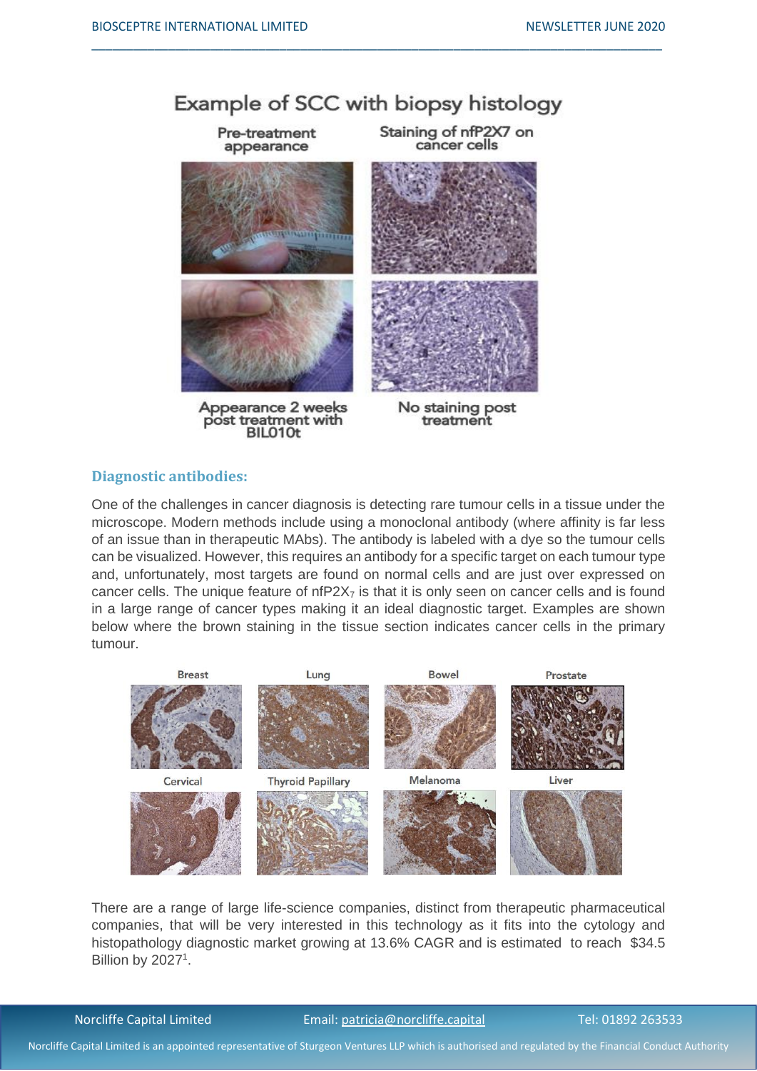## Example of SCC with biopsy histology

Pre-treatment appearance

Staining of nfP2X7 on cancer cells

Appearance 2 weeks post treatment with BIL010t

No staining post treatment

## Diagnostic antibodies:

One of the challenges in cancer diagnosis is detecting rare tumour cells in a tissue under the microscope. Modern methods include using a monoclonal antibody (where affinity is far less of an issue than in therapeutic MAbs). The antibody is labeled with a dye so the tumour cells can be visualized. However, this requires an antibody for a specific target on each tumour type and, unfortunately, most targets are found on normal cells and are just over expressed on cancer cells. The unique feature of $nfP2X_7$ is that it is only seen on cancer cells and is found in a large range of cancer types making it an ideal diagnostic target. Examples are shown below where the brown staining in the tissue section indicates cancer cells in the primary tumour.

Breast | Lung | Bowel | Prostate

Cervical | Thyroid Papillary | Melanoma | Liver

There are a range of large life-science companies, distinct from therapeutic pharmaceutical companies, that will be very interested in this technology as it fits into the cytology and histopathology diagnostic market growing at 13.6% CAGR and is estimated to reach $34.5 Billion by 2027[1].

Norcliffe Capital Limited Email: patricia@norcliffe.capital Tel: 01892 263533

Norcliffe Capital Limited is an appointed representative of Sturgeon Ventures LLP which is authorised and regulated by the Financial Conduct Authority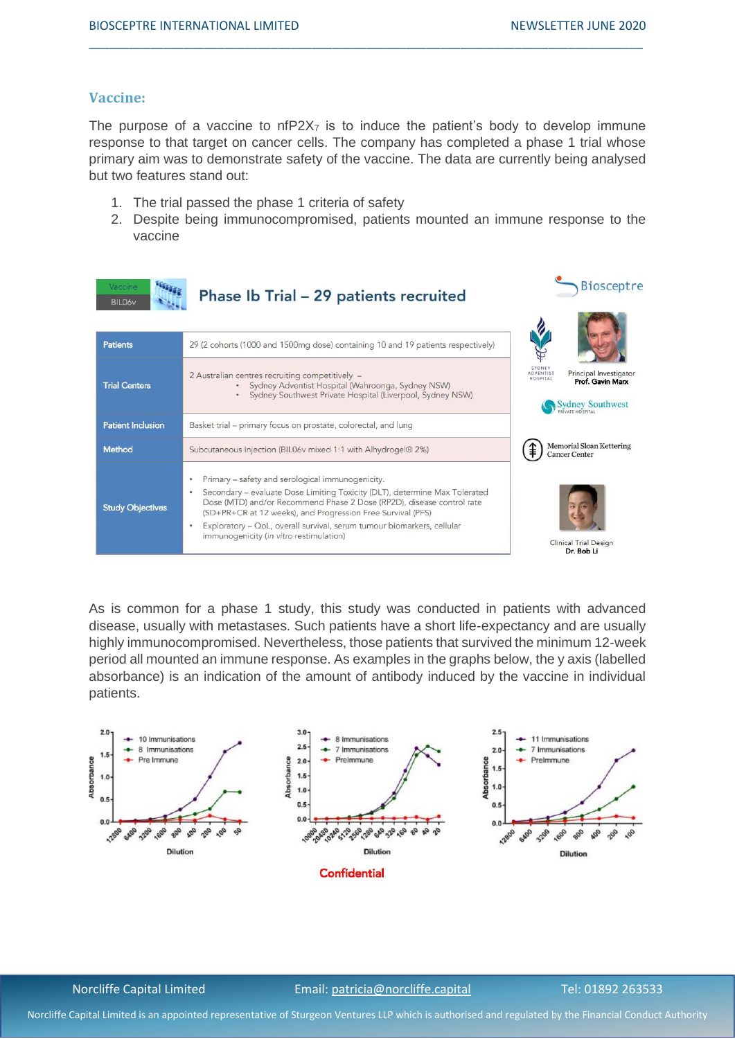## Vaccine:

The purpose of a vaccine to nfP2$X_7$ is to induce the patient's body to develop immune response to that target on cancer cells. The company has completed a phase 1 trial whose primary aim was to demonstrate safety of the vaccine. The data are currently being analysed but two features stand out:

1. The trial passed the phase 1 criteria of safety
2. Despite being immunocompromised, patients mounted an immune response to the vaccine

**Vaccine BIL06v — Phase Ib Trial – 29 patients recruited**

| | |
|---|---|
| Patients | 29 (2 cohorts (1000 and 1500mg dose) containing 10 and 19 patients respectively) |
| Trial Centers | 2 Australian centres recruiting competitively – • Sydney Adventist Hospital (Wahroonga, Sydney NSW) • Sydney Southwest Private Hospital (Liverpool, Sydney NSW) |
| Patient Inclusion | Basket trial – primary focus on prostate, colorectal, and lung |
| Method | Subcutaneous Injection (BIL06v mixed 1:1 with Alhydrogel® 2%) |
| Study Objectives | • Primary – safety and serological immunogenicity. • Secondary – evaluate Dose Limiting Toxicity (DLT), determine Max Tolerated Dose (MTD) and/or Recommend Phase 2 Dose (RP2D), disease control rate (SD+PR+CR at 12 weeks), and Progression Free Survival (PFS) • Exploratory – QoL, overall survival, serum tumour biomarkers, cellular immunogenicity (*in vitro* restimulation) |

Principal Investigator Prof. Gavin Marx

Memorial Sloan Kettering Cancer Center

Clinical Trial Design Dr. Bob Li

As is common for a phase 1 study, this study was conducted in patients with advanced disease, usually with metastases. Such patients have a short life-expectancy and are usually highly immunocompromised. Nevertheless, those patients that survived the minimum 12-week period all mounted an immune response. As examples in the graphs below, the y axis (labelled absorbance) is an indication of the amount of antibody induced by the vaccine in individual patients.

Confidential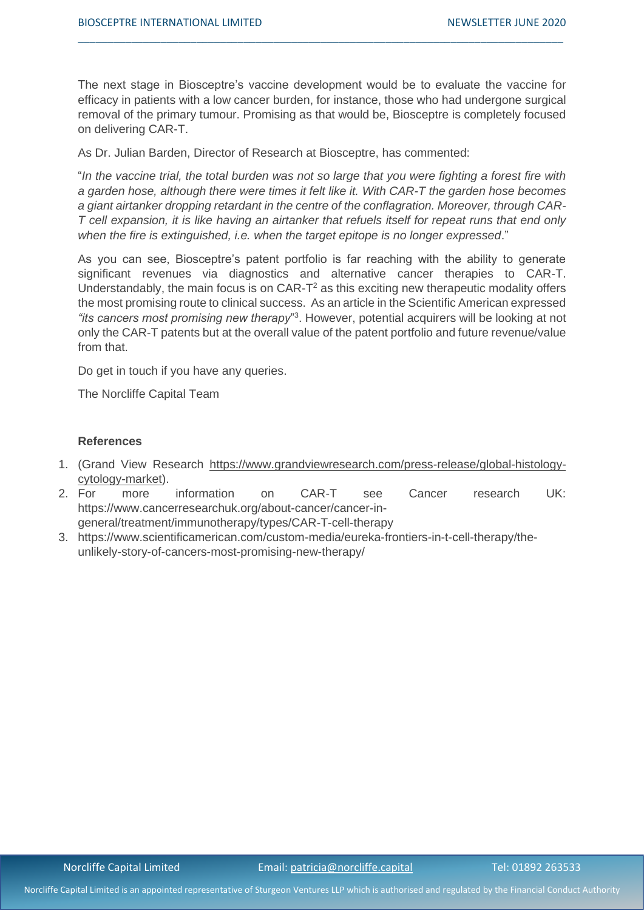The next stage in Biosceptre's vaccine development would be to evaluate the vaccine for efficacy in patients with a low cancer burden, for instance, those who had undergone surgical removal of the primary tumour. Promising as that would be, Biosceptre is completely focused on delivering CAR-T.

As Dr. Julian Barden, Director of Research at Biosceptre, has commented:

"*In the vaccine trial, the total burden was not so large that you were fighting a forest fire with a garden hose, although there were times it felt like it. With CAR-T the garden hose becomes a giant airtanker dropping retardant in the centre of the conflagration. Moreover, through CAR-T cell expansion, it is like having an airtanker that refuels itself for repeat runs that end only when the fire is extinguished, i.e. when the target epitope is no longer expressed*."

As you can see, Biosceptre's patent portfolio is far reaching with the ability to generate significant revenues via diagnostics and alternative cancer therapies to CAR-T. Understandably, the main focus is on CAR-T[2] as this exciting new therapeutic modality offers the most promising route to clinical success. As an article in the Scientific American expressed *"its cancers most promising new therapy*"[3]. However, potential acquirers will be looking at not only the CAR-T patents but at the overall value of the patent portfolio and future revenue/value from that.

Do get in touch if you have any queries.

The Norcliffe Capital Team

**References**

1. (Grand View Research https://www.grandviewresearch.com/press-release/global-histology-cytology-market).
2. For more information on CAR-T see Cancer research UK: https://www.cancerresearchuk.org/about-cancer/cancer-in-general/treatment/immunotherapy/types/CAR-T-cell-therapy
3. https://www.scientificamerican.com/custom-media/eureka-frontiers-in-t-cell-therapy/the-unlikely-story-of-cancers-most-promising-new-therapy/